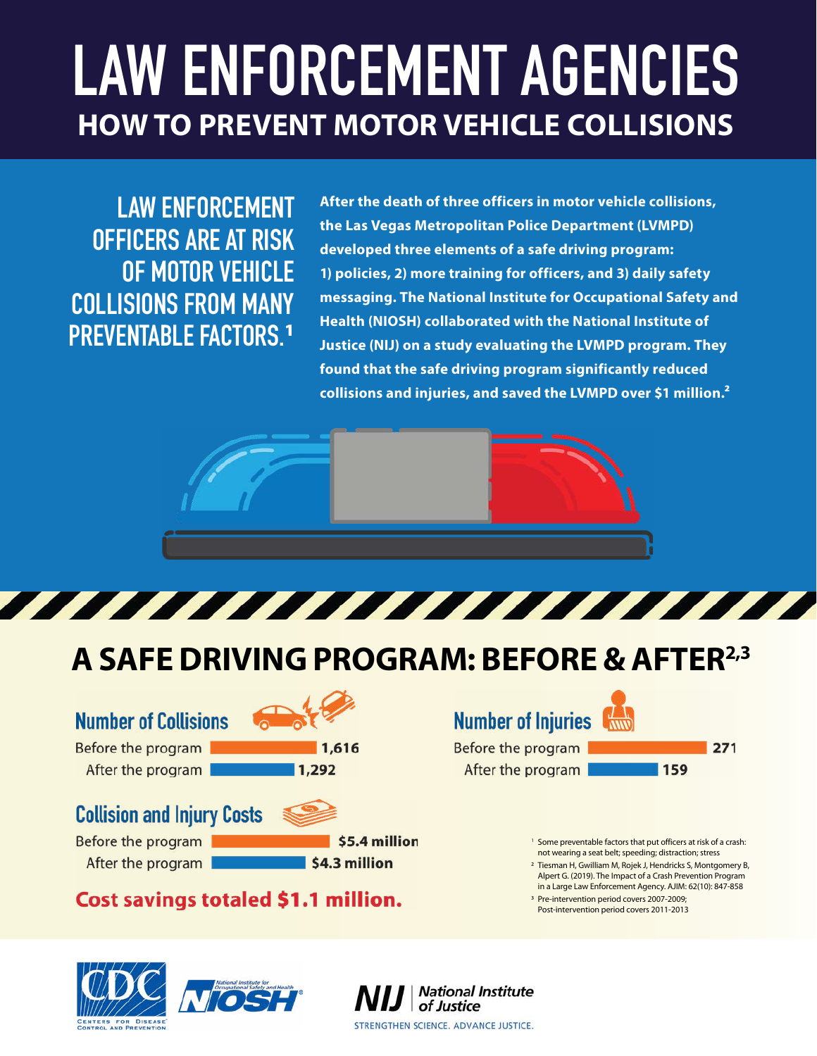# LAW ENFORCEMENT AGENCIES

## HOW TO PREVENT MOTOR VEHICLE COLLISIONS

### LAW ENFORCEMENT OFFICERS ARE AT RISK OF MOTOR VEHICLE COLLISIONS FROM MANY PREVENTABLE FACTORS.[1]

**After the death of three officers in motor vehicle collisions, the Las Vegas Metropolitan Police Department (LVMPD) developed three elements of a safe driving program: 1) policies, 2) more training for officers, and 3) daily safety messaging. The National Institute for Occupational Safety and Health (NIOSH) collaborated with the National Institute of Justice (NIJ) on a study evaluating the LVMPD program. They found that the safe driving program significantly reduced collisions and injuries, and saved the LVMPD over $1 million.[2]**

## A SAFE DRIVING PROGRAM: BEFORE & AFTER[2,3]

### Number of Collisions

| | |
|---|---|
| Before the program | 1,616 |
| After the program | 1,292 |

### Number of Injuries

| | |
|---|---|
| Before the program | 271 |
| After the program | 159 |

### Collision and Injury Costs

| | |
|---|---|
| Before the program | $5.4 million |
| After the program | $4.3 million |

**Cost savings totaled $1.1 million.**

[1] Some preventable factors that put officers at risk of a crash: not wearing a seat belt; speeding; distraction; stress

[2] Tiesman H, Gwilliam M, Rojek J, Hendricks S, Montgomery B, Alpert G. (2019). The Impact of a Crash Prevention Program in a Large Law Enforcement Agency. AJIM: 62(10): 847-858

[3] Pre-intervention period covers 2007-2009; Post-intervention period covers 2011-2013

CDC Centers for Disease Control and Prevention | NIOSH National Institute for Occupational Safety and Health | NIJ National Institute of Justice — STRENGTHEN SCIENCE. ADVANCE JUSTICE.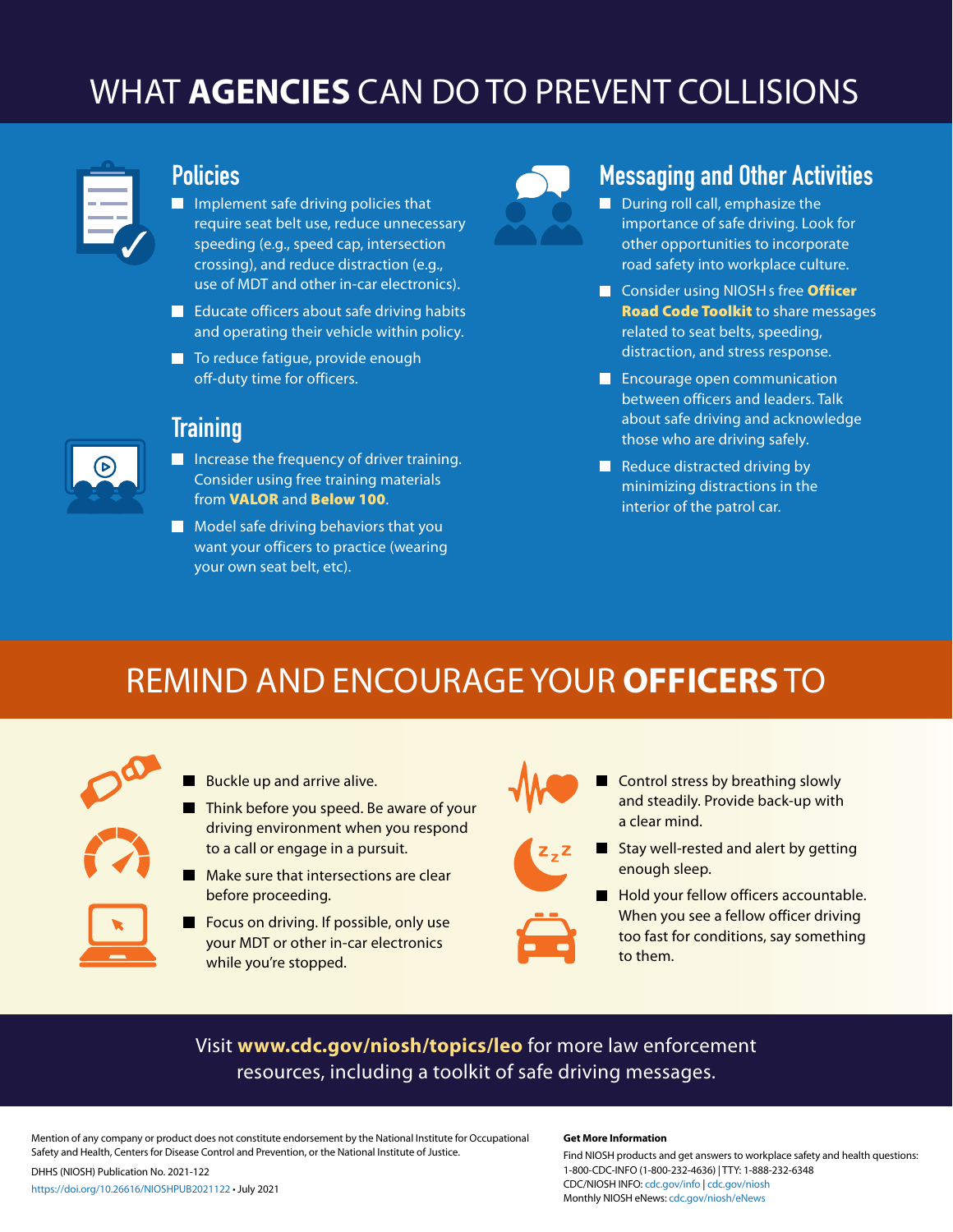# WHAT **AGENCIES** CAN DO TO PREVENT COLLISIONS

## Policies

- Implement safe driving policies that require seat belt use, reduce unnecessary speeding (e.g., speed cap, intersection crossing), and reduce distraction (e.g., use of MDT and other in-car electronics).
- Educate officers about safe driving habits and operating their vehicle within policy.
- To reduce fatigue, provide enough off-duty time for officers.

## Training

- Increase the frequency of driver training. Consider using free training materials from **VALOR** and **Below 100**.
- Model safe driving behaviors that you want your officers to practice (wearing your own seat belt, etc).

## Messaging and Other Activities

- During roll call, emphasize the importance of safe driving. Look for other opportunities to incorporate road safety into workplace culture.
- Consider using NIOSH s free **Officer Road Code Toolkit** to share messages related to seat belts, speeding, distraction, and stress response.
- Encourage open communication between officers and leaders. Talk about safe driving and acknowledge those who are driving safely.
- Reduce distracted driving by minimizing distractions in the interior of the patrol car.

# REMIND AND ENCOURAGE YOUR **OFFICERS** TO

- Buckle up and arrive alive.
- Think before you speed. Be aware of your driving environment when you respond to a call or engage in a pursuit.
- Make sure that intersections are clear before proceeding.
- Focus on driving. If possible, only use your MDT or other in-car electronics while you're stopped.
- Control stress by breathing slowly and steadily. Provide back-up with a clear mind.
- Stay well-rested and alert by getting enough sleep.
- Hold your fellow officers accountable. When you see a fellow officer driving too fast for conditions, say something to them.

Visit **www.cdc.gov/niosh/topics/leo** for more law enforcement resources, including a toolkit of safe driving messages.

Mention of any company or product does not constitute endorsement by the National Institute for Occupational Safety and Health, Centers for Disease Control and Prevention, or the National Institute of Justice.

DHHS (NIOSH) Publication No. 2021-122

https://doi.org/10.26616/NIOSHPUB2021122 • July 2021

**Get More Information**

Find NIOSH products and get answers to workplace safety and health questions:
1-800-CDC-INFO (1-800-232-4636) | TTY: 1-888-232-6348
CDC/NIOSH INFO: cdc.gov/info | cdc.gov/niosh
Monthly NIOSH eNews: cdc.gov/niosh/eNews